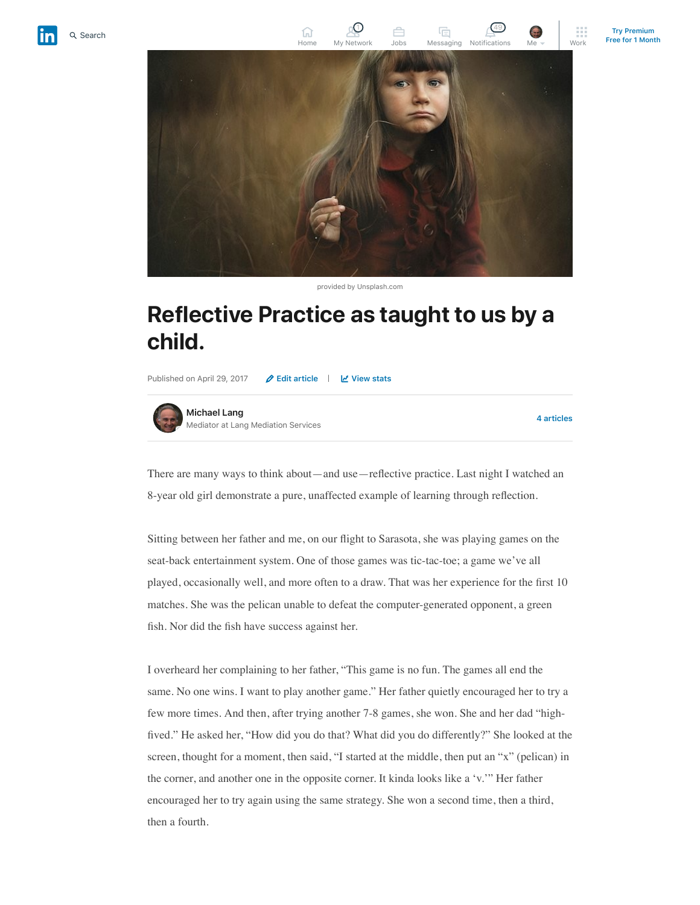provided by Unsplash.com

# Reflective Practice as taught to us by a child.

Published on April 29, 2017

**Michael Lang**
Mediator at Lang Mediation Services

4 articles

There are many ways to think about—and use—reflective practice. Last night I watched an 8-year old girl demonstrate a pure, unaffected example of learning through reflection.

Sitting between her father and me, on our flight to Sarasota, she was playing games on the seat-back entertainment system. One of those games was tic-tac-toe; a game we've all played, occasionally well, and more often to a draw. That was her experience for the first 10 matches. She was the pelican unable to defeat the computer-generated opponent, a green fish. Nor did the fish have success against her.

I overheard her complaining to her father, "This game is no fun. The games all end the same. No one wins. I want to play another game." Her father quietly encouraged her to try a few more times. And then, after trying another 7-8 games, she won. She and her dad "high-fived." He asked her, "How did you do that? What did you do differently?" She looked at the screen, thought for a moment, then said, "I started at the middle, then put an "x" (pelican) in the corner, and another one in the opposite corner. It kinda looks like a 'v.'" Her father encouraged her to try again using the same strategy. She won a second time, then a third, then a fourth.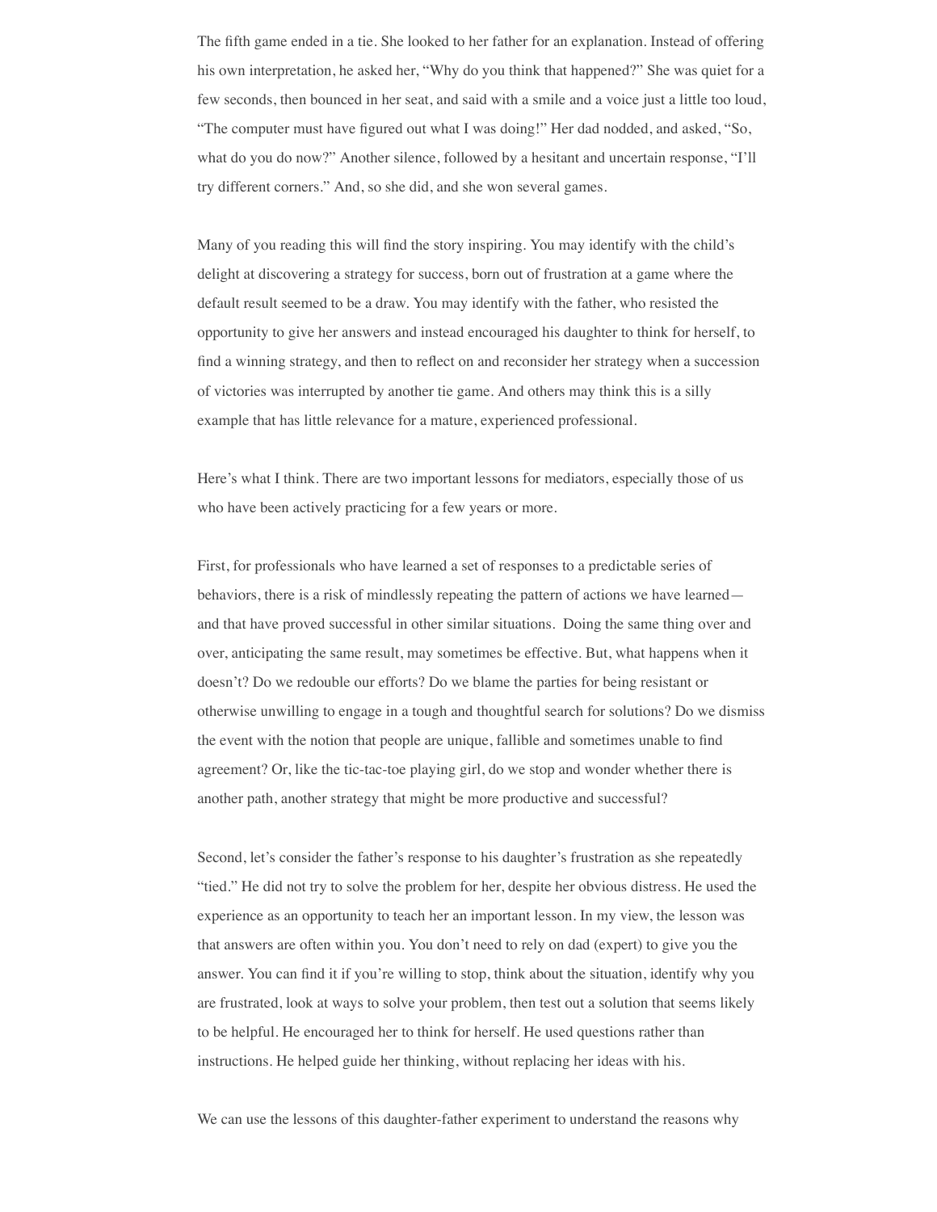The fifth game ended in a tie. She looked to her father for an explanation. Instead of offering his own interpretation, he asked her, "Why do you think that happened?" She was quiet for a few seconds, then bounced in her seat, and said with a smile and a voice just a little too loud, "The computer must have figured out what I was doing!" Her dad nodded, and asked, "So, what do you do now?" Another silence, followed by a hesitant and uncertain response, "I'll try different corners." And, so she did, and she won several games.

Many of you reading this will find the story inspiring. You may identify with the child's delight at discovering a strategy for success, born out of frustration at a game where the default result seemed to be a draw. You may identify with the father, who resisted the opportunity to give her answers and instead encouraged his daughter to think for herself, to find a winning strategy, and then to reflect on and reconsider her strategy when a succession of victories was interrupted by another tie game. And others may think this is a silly example that has little relevance for a mature, experienced professional.

Here's what I think. There are two important lessons for mediators, especially those of us who have been actively practicing for a few years or more.

First, for professionals who have learned a set of responses to a predictable series of behaviors, there is a risk of mindlessly repeating the pattern of actions we have learned—and that have proved successful in other similar situations. Doing the same thing over and over, anticipating the same result, may sometimes be effective. But, what happens when it doesn't? Do we redouble our efforts? Do we blame the parties for being resistant or otherwise unwilling to engage in a tough and thoughtful search for solutions? Do we dismiss the event with the notion that people are unique, fallible and sometimes unable to find agreement? Or, like the tic-tac-toe playing girl, do we stop and wonder whether there is another path, another strategy that might be more productive and successful?

Second, let's consider the father's response to his daughter's frustration as she repeatedly "tied." He did not try to solve the problem for her, despite her obvious distress. He used the experience as an opportunity to teach her an important lesson. In my view, the lesson was that answers are often within you. You don't need to rely on dad (expert) to give you the answer. You can find it if you're willing to stop, think about the situation, identify why you are frustrated, look at ways to solve your problem, then test out a solution that seems likely to be helpful. He encouraged her to think for herself. He used questions rather than instructions. He helped guide her thinking, without replacing her ideas with his.

We can use the lessons of this daughter-father experiment to understand the reasons why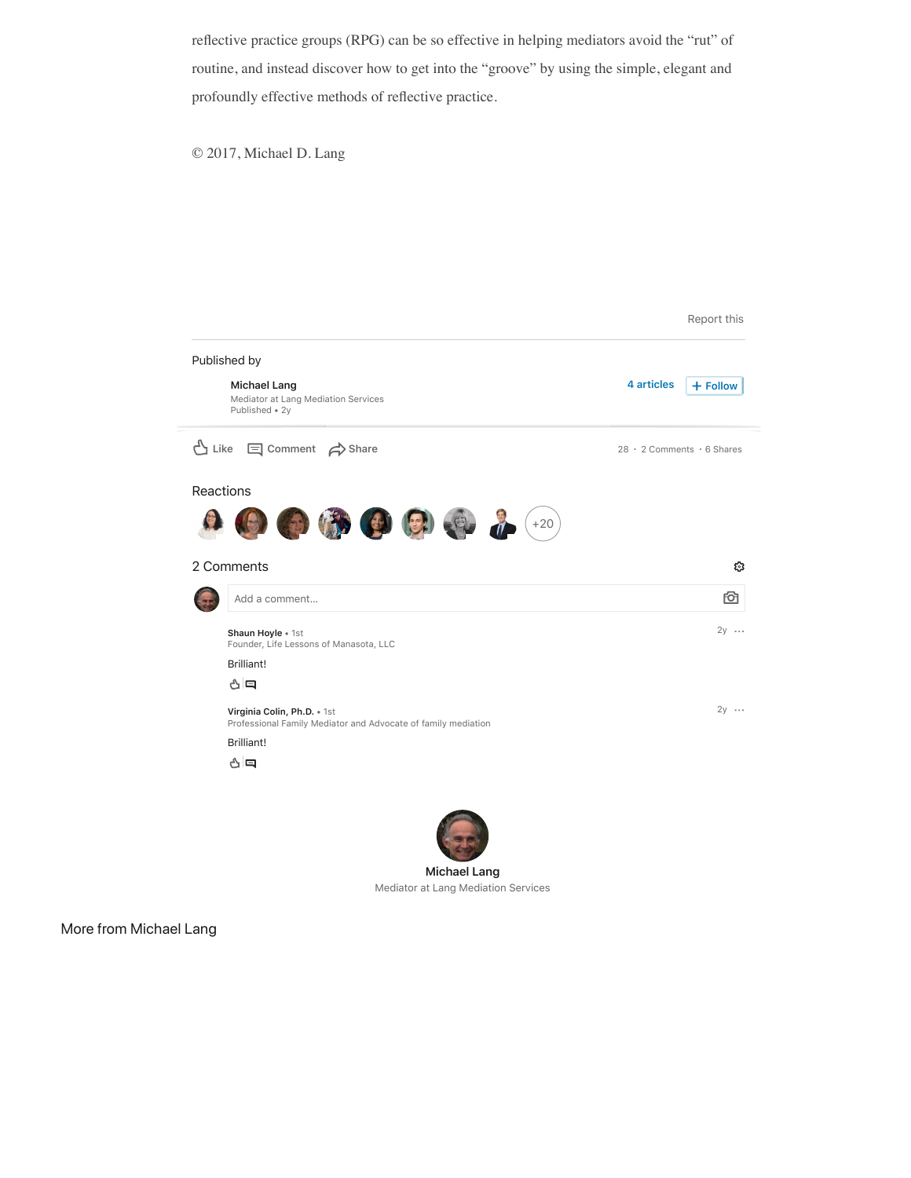reflective practice groups (RPG) can be so effective in helping mediators avoid the "rut" of routine, and instead discover how to get into the "groove" by using the simple, elegant and profoundly effective methods of reflective practice.

© 2017, Michael D. Lang

Report this

Published by

**Michael Lang**
Mediator at Lang Mediation Services
Published • 2y

4 articles + Follow

Like Comment Share

28 · 2 Comments · 6 Shares

## Reactions

+20

## 2 Comments

Add a comment...

**Shaun Hoyle** • 1st
Founder, Life Lessons of Manasota, LLC
2y

Brilliant!

**Virginia Colin, Ph.D.** • 1st
Professional Family Mediator and Advocate of family mediation
2y

Brilliant!

**Michael Lang**
Mediator at Lang Mediation Services

More from Michael Lang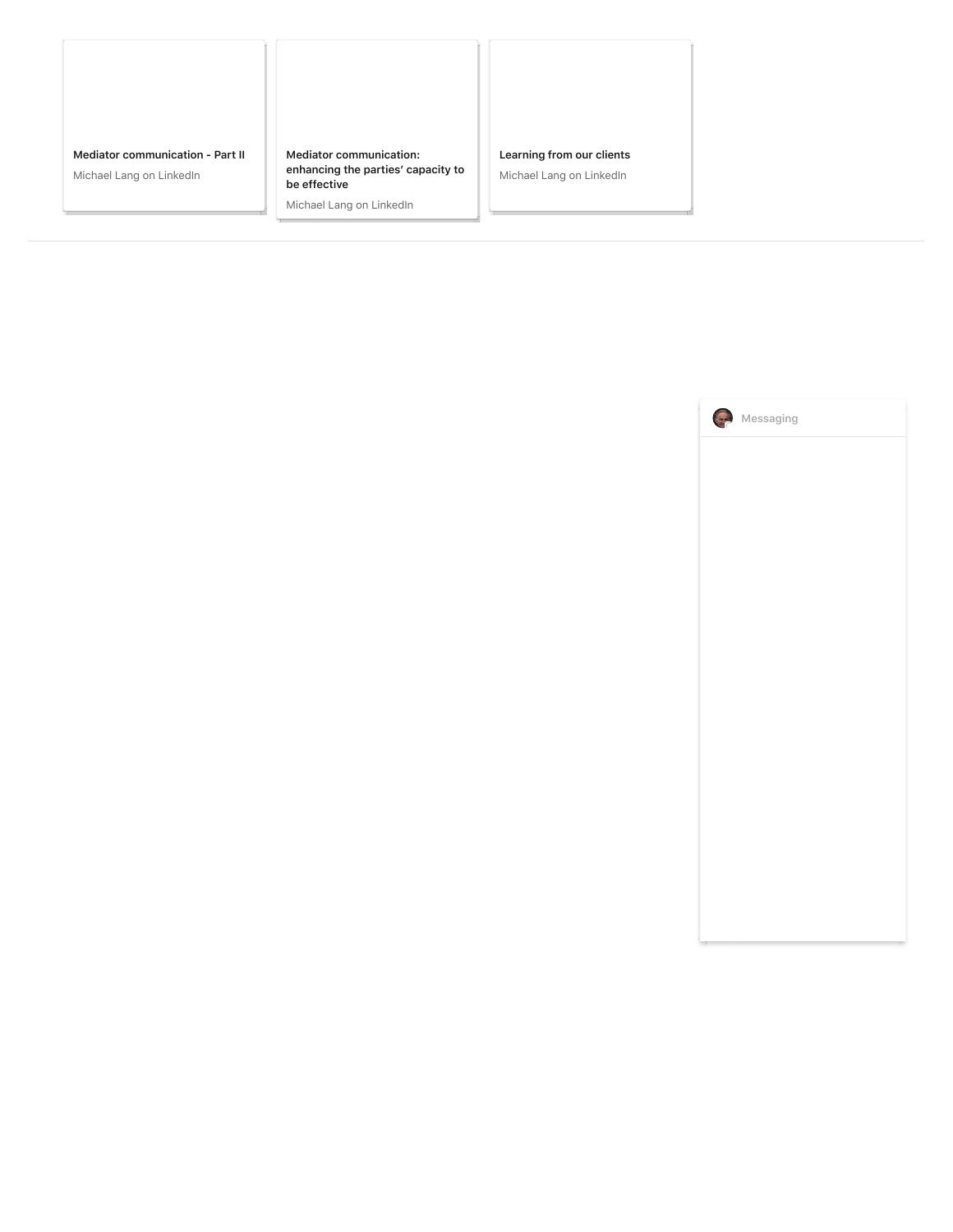**Mediator communication - Part II**

Michael Lang on LinkedIn

**Mediator communication: enhancing the parties' capacity to be effective**

Michael Lang on LinkedIn

**Learning from our clients**

Michael Lang on LinkedIn

Messaging